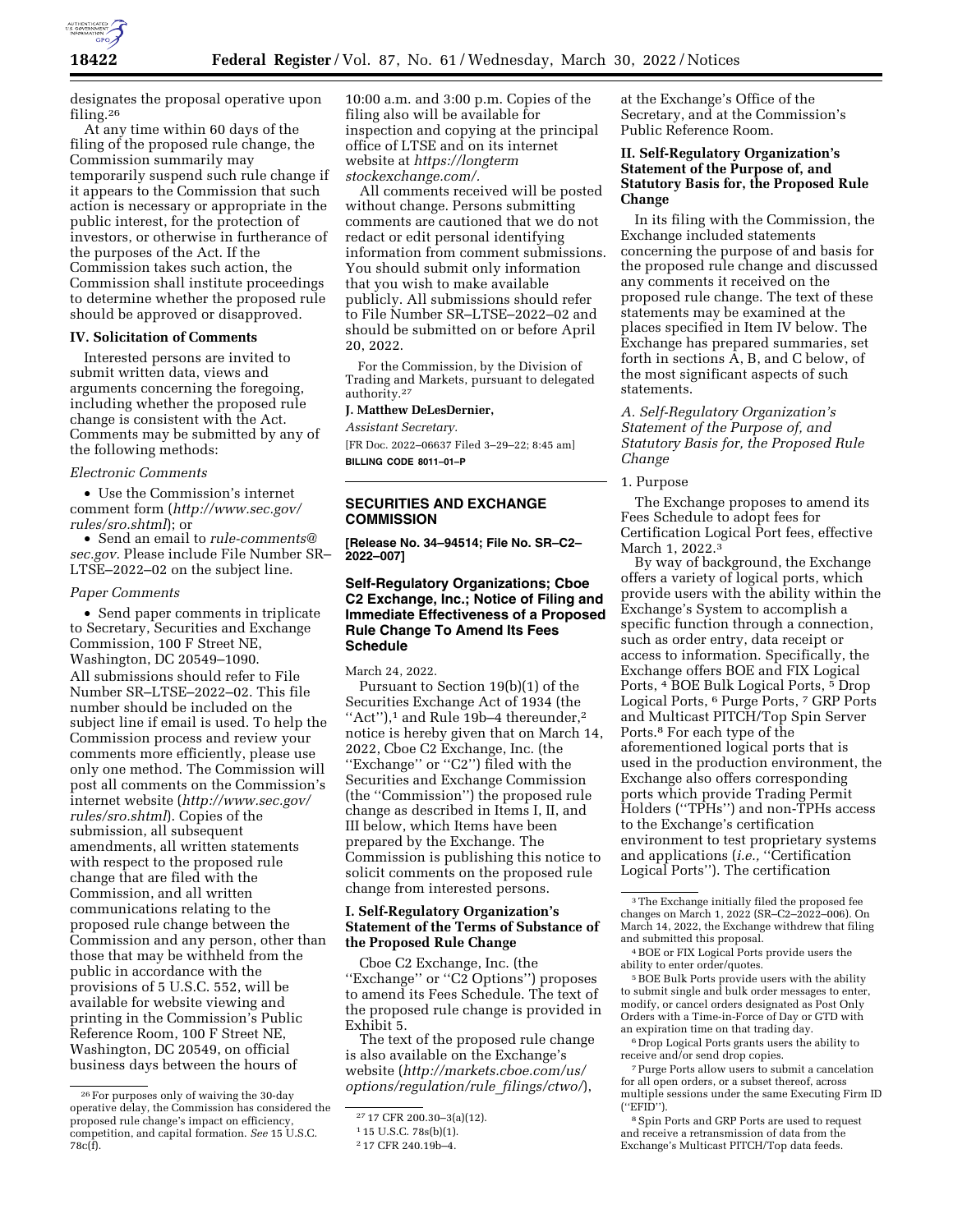designates the proposal operative upon filing.[26]

At any time within 60 days of the filing of the proposed rule change, the Commission summarily may temporarily suspend such rule change if it appears to the Commission that such action is necessary or appropriate in the public interest, for the protection of investors, or otherwise in furtherance of the purposes of the Act. If the Commission takes such action, the Commission shall institute proceedings to determine whether the proposed rule should be approved or disapproved.

## IV. Solicitation of Comments

Interested persons are invited to submit written data, views and arguments concerning the foregoing, including whether the proposed rule change is consistent with the Act. Comments may be submitted by any of the following methods:

*Electronic Comments*

- Use the Commission's internet comment form (*http://www.sec.gov/rules/sro.shtml*); or
- Send an email to *rule-comments@sec.gov.* Please include File Number SR–LTSE–2022–02 on the subject line.

*Paper Comments*

- Send paper comments in triplicate to Secretary, Securities and Exchange Commission, 100 F Street NE, Washington, DC 20549–1090.

All submissions should refer to File Number SR–LTSE–2022–02. This file number should be included on the subject line if email is used. To help the Commission process and review your comments more efficiently, please use only one method. The Commission will post all comments on the Commission's internet website (*http://www.sec.gov/rules/sro.shtml*). Copies of the submission, all subsequent amendments, all written statements with respect to the proposed rule change that are filed with the Commission, and all written communications relating to the proposed rule change between the Commission and any person, other than those that may be withheld from the public in accordance with the provisions of 5 U.S.C. 552, will be available for website viewing and printing in the Commission's Public Reference Room, 100 F Street NE, Washington, DC 20549, on official business days between the hours of 10:00 a.m. and 3:00 p.m. Copies of the filing also will be available for inspection and copying at the principal office of LTSE and on its internet website at *https://longtermstockexchange.com/*.

All comments received will be posted without change. Persons submitting comments are cautioned that we do not redact or edit personal identifying information from comment submissions. You should submit only information that you wish to make available publicly. All submissions should refer to File Number SR–LTSE–2022–02 and should be submitted on or before April 20, 2022.

For the Commission, by the Division of Trading and Markets, pursuant to delegated authority.[27]

**J. Matthew DeLesDernier,**

*Assistant Secretary.*

[FR Doc. 2022–06637 Filed 3–29–22; 8:45 am]

**BILLING CODE 8011–01–P**

---

## SECURITIES AND EXCHANGE COMMISSION

**[Release No. 34–94514; File No. SR–C2–2022–007]**

## Self-Regulatory Organizations; Cboe C2 Exchange, Inc.; Notice of Filing and Immediate Effectiveness of a Proposed Rule Change To Amend Its Fees Schedule

March 24, 2022.

Pursuant to Section 19(b)(1) of the Securities Exchange Act of 1934 (the "Act"),[1] and Rule 19b–4 thereunder,[2] notice is hereby given that on March 14, 2022, Cboe C2 Exchange, Inc. (the "Exchange" or "C2") filed with the Securities and Exchange Commission (the "Commission") the proposed rule change as described in Items I, II, and III below, which Items have been prepared by the Exchange. The Commission is publishing this notice to solicit comments on the proposed rule change from interested persons.

### I. Self-Regulatory Organization's Statement of the Terms of Substance of the Proposed Rule Change

Cboe C2 Exchange, Inc. (the "Exchange" or "C2 Options") proposes to amend its Fees Schedule. The text of the proposed rule change is provided in Exhibit 5.

The text of the proposed rule change is also available on the Exchange's website (*http://markets.cboe.com/us/options/regulation/rule_filings/ctwo/*), at the Exchange's Office of the Secretary, and at the Commission's Public Reference Room.

### II. Self-Regulatory Organization's Statement of the Purpose of, and Statutory Basis for, the Proposed Rule Change

In its filing with the Commission, the Exchange included statements concerning the purpose of and basis for the proposed rule change and discussed any comments it received on the proposed rule change. The text of these statements may be examined at the places specified in Item IV below. The Exchange has prepared summaries, set forth in sections A, B, and C below, of the most significant aspects of such statements.

*A. Self-Regulatory Organization's Statement of the Purpose of, and Statutory Basis for, the Proposed Rule Change*

1. Purpose

The Exchange proposes to amend its Fees Schedule to adopt fees for Certification Logical Port fees, effective March 1, 2022.[3]

By way of background, the Exchange offers a variety of logical ports, which provide users with the ability within the Exchange's System to accomplish a specific function through a connection, such as order entry, data receipt or access to information. Specifically, the Exchange offers BOE and FIX Logical Ports,[4] BOE Bulk Logical Ports,[5] Drop Logical Ports,[6] Purge Ports,[7] GRP Ports and Multicast PITCH/Top Spin Server Ports.[8] For each type of the aforementioned logical ports that is used in the production environment, the Exchange also offers corresponding ports which provide Trading Permit Holders ("TPHs") and non-TPHs access to the Exchange's certification environment to test proprietary systems and applications (*i.e.,* "Certification Logical Ports"). The certification

---

[26] For purposes only of waiving the 30-day operative delay, the Commission has considered the proposed rule change's impact on efficiency, competition, and capital formation. *See* 15 U.S.C. 78c(f).

[27] 17 CFR 200.30–3(a)(12).

[1] 15 U.S.C. 78s(b)(1).

[2] 17 CFR 240.19b–4.

[3] The Exchange initially filed the proposed fee changes on March 1, 2022 (SR–C2–2022–006). On March 14, 2022, the Exchange withdrew that filing and submitted this proposal.

[4] BOE or FIX Logical Ports provide users the ability to enter order/quotes.

[5] BOE Bulk Ports provide users with the ability to submit single and bulk order messages to enter, modify, or cancel orders designated as Post Only Orders with a Time-in-Force of Day or GTD with an expiration time on that trading day.

[6] Drop Logical Ports grants users the ability to receive and/or send drop copies.

[7] Purge Ports allow users to submit a cancelation for all open orders, or a subset thereof, across multiple sessions under the same Executing Firm ID ("EFID").

[8] Spin Ports and GRP Ports are used to request and receive a retransmission of data from the Exchange's Multicast PITCH/Top data feeds.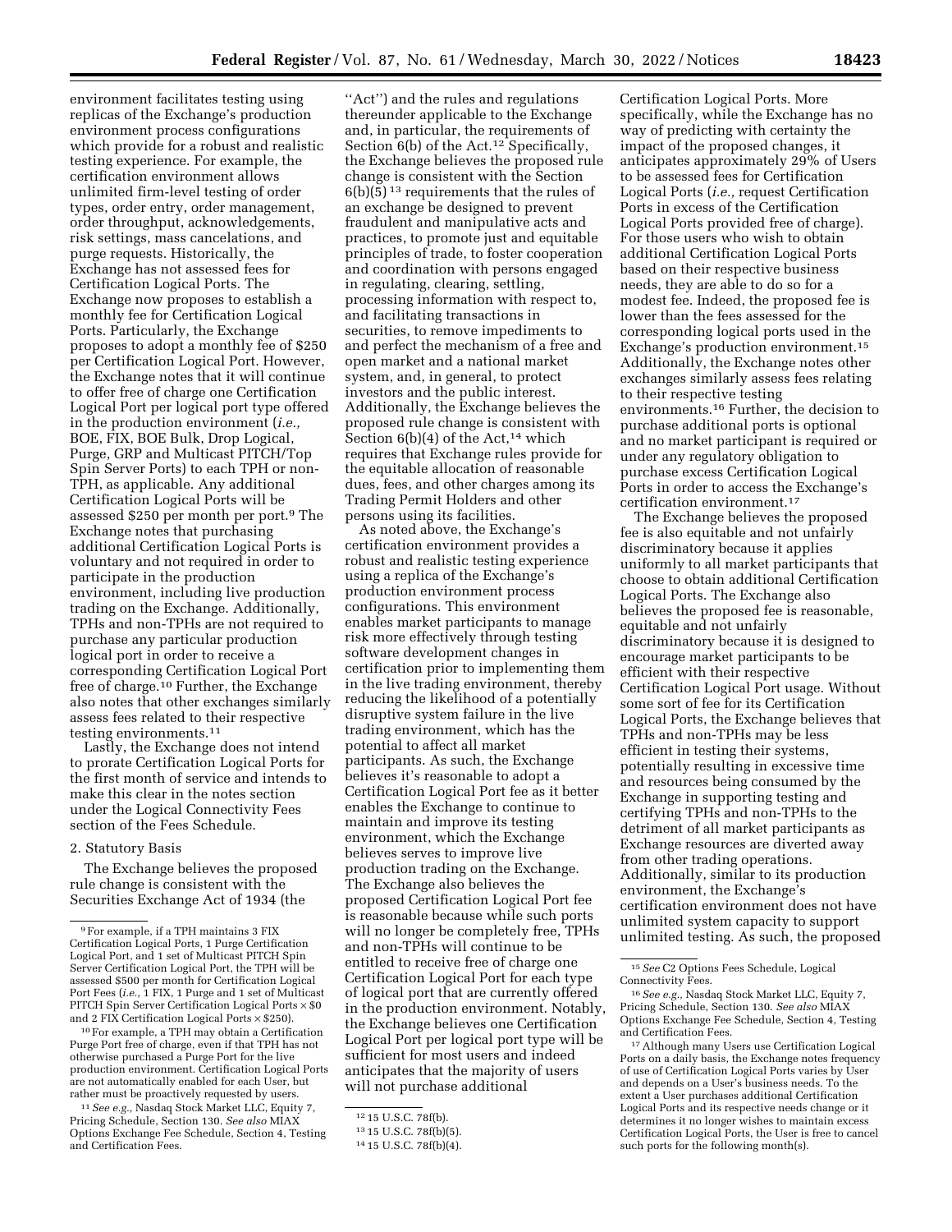environment facilitates testing using replicas of the Exchange's production environment process configurations which provide for a robust and realistic testing experience. For example, the certification environment allows unlimited firm-level testing of order types, order entry, order management, order throughput, acknowledgements, risk settings, mass cancelations, and purge requests. Historically, the Exchange has not assessed fees for Certification Logical Ports. The Exchange now proposes to establish a monthly fee for Certification Logical Ports. Particularly, the Exchange proposes to adopt a monthly fee of $250 per Certification Logical Port. However, the Exchange notes that it will continue to offer free of charge one Certification Logical Port per logical port type offered in the production environment (*i.e.,* BOE, FIX, BOE Bulk, Drop Logical, Purge, GRP and Multicast PITCH/Top Spin Server Ports) to each TPH or non-TPH, as applicable. Any additional Certification Logical Ports will be assessed $250 per month per port.[9] The Exchange notes that purchasing additional Certification Logical Ports is voluntary and not required in order to participate in the production environment, including live production trading on the Exchange. Additionally, TPHs and non-TPHs are not required to purchase any particular production logical port in order to receive a corresponding Certification Logical Port free of charge.[10] Further, the Exchange also notes that other exchanges similarly assess fees related to their respective testing environments.[11]

Lastly, the Exchange does not intend to prorate Certification Logical Ports for the first month of service and intends to make this clear in the notes section under the Logical Connectivity Fees section of the Fees Schedule.

2. Statutory Basis

The Exchange believes the proposed rule change is consistent with the Securities Exchange Act of 1934 (the ''Act'') and the rules and regulations thereunder applicable to the Exchange and, in particular, the requirements of Section 6(b) of the Act.[12] Specifically, the Exchange believes the proposed rule change is consistent with the Section 6(b)(5) [13] requirements that the rules of an exchange be designed to prevent fraudulent and manipulative acts and practices, to promote just and equitable principles of trade, to foster cooperation and coordination with persons engaged in regulating, clearing, settling, processing information with respect to, and facilitating transactions in securities, to remove impediments to and perfect the mechanism of a free and open market and a national market system, and, in general, to protect investors and the public interest. Additionally, the Exchange believes the proposed rule change is consistent with Section 6(b)(4) of the Act,[14] which requires that Exchange rules provide for the equitable allocation of reasonable dues, fees, and other charges among its Trading Permit Holders and other persons using its facilities.

As noted above, the Exchange's certification environment provides a robust and realistic testing experience using a replica of the Exchange's production environment process configurations. This environment enables market participants to manage risk more effectively through testing software development changes in certification prior to implementing them in the live trading environment, thereby reducing the likelihood of a potentially disruptive system failure in the live trading environment, which has the potential to affect all market participants. As such, the Exchange believes it's reasonable to adopt a Certification Logical Port fee as it better enables the Exchange to continue to maintain and improve its testing environment, which the Exchange believes serves to improve live production trading on the Exchange. The Exchange also believes the proposed Certification Logical Port fee is reasonable because while such ports will no longer be completely free, TPHs and non-TPHs will continue to be entitled to receive free of charge one Certification Logical Port for each type of logical port that are currently offered in the production environment. Notably, the Exchange believes one Certification Logical Port per logical port type will be sufficient for most users and indeed anticipates that the majority of users will not purchase additional Certification Logical Ports. More specifically, while the Exchange has no way of predicting with certainty the impact of the proposed changes, it anticipates approximately 29% of Users to be assessed fees for Certification Logical Ports (*i.e.,* request Certification Ports in excess of the Certification Logical Ports provided free of charge). For those users who wish to obtain additional Certification Logical Ports based on their respective business needs, they are able to do so for a modest fee. Indeed, the proposed fee is lower than the fees assessed for the corresponding logical ports used in the Exchange's production environment.[15] Additionally, the Exchange notes other exchanges similarly assess fees relating to their respective testing environments.[16] Further, the decision to purchase additional ports is optional and no market participant is required or under any regulatory obligation to purchase excess Certification Logical Ports in order to access the Exchange's certification environment.[17]

The Exchange believes the proposed fee is also equitable and not unfairly discriminatory because it applies uniformly to all market participants that choose to obtain additional Certification Logical Ports. The Exchange also believes the proposed fee is reasonable, equitable and not unfairly discriminatory because it is designed to encourage market participants to be efficient with their respective Certification Logical Port usage. Without some sort of fee for its Certification Logical Ports, the Exchange believes that TPHs and non-TPHs may be less efficient in testing their systems, potentially resulting in excessive time and resources being consumed by the Exchange in supporting testing and certifying TPHs and non-TPHs to the detriment of all market participants as Exchange resources are diverted away from other trading operations. Additionally, similar to its production environment, the Exchange's certification environment does not have unlimited system capacity to support unlimited testing. As such, the proposed

---

[9] For example, if a TPH maintains 3 FIX Certification Logical Ports, 1 Purge Certification Logical Port, and 1 set of Multicast PITCH Spin Server Certification Logical Port, the TPH will be assessed $500 per month for Certification Logical Port Fees (*i.e.,* 1 FIX, 1 Purge and 1 set of Multicast PITCH Spin Server Certification Logical Ports × $0 and 2 FIX Certification Logical Ports × $250).

[10] For example, a TPH may obtain a Certification Purge Port free of charge, even if that TPH has not otherwise purchased a Purge Port for the live production environment. Certification Logical Ports are not automatically enabled for each User, but rather must be proactively requested by users.

[11] *See e.g.,* Nasdaq Stock Market LLC, Equity 7, Pricing Schedule, Section 130. *See also* MIAX Options Exchange Fee Schedule, Section 4, Testing and Certification Fees.

[12] 15 U.S.C. 78f(b).

[13] 15 U.S.C. 78f(b)(5).

[14] 15 U.S.C. 78f(b)(4).

[15] *See* C2 Options Fees Schedule, Logical Connectivity Fees.

[16] *See e.g.,* Nasdaq Stock Market LLC, Equity 7, Pricing Schedule, Section 130. *See also* MIAX Options Exchange Fee Schedule, Section 4, Testing and Certification Fees.

[17] Although many Users use Certification Logical Ports on a daily basis, the Exchange notes frequency of use of Certification Logical Ports varies by User and depends on a User's business needs. To the extent a User purchases additional Certification Logical Ports and its respective needs change or it determines it no longer wishes to maintain excess Certification Logical Ports, the User is free to cancel such ports for the following month(s).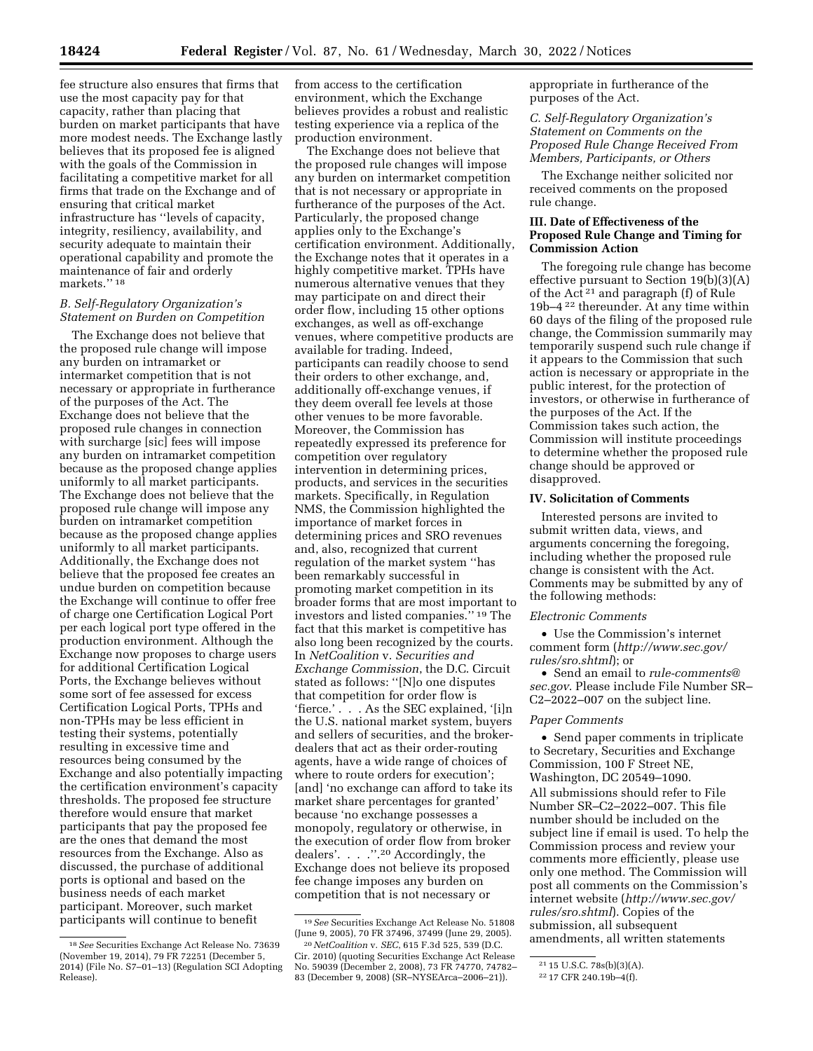fee structure also ensures that firms that use the most capacity pay for that capacity, rather than placing that burden on market participants that have more modest needs. The Exchange lastly believes that its proposed fee is aligned with the goals of the Commission in facilitating a competitive market for all firms that trade on the Exchange and of ensuring that critical market infrastructure has ''levels of capacity, integrity, resiliency, availability, and security adequate to maintain their operational capability and promote the maintenance of fair and orderly markets.'' [18]

### *B. Self-Regulatory Organization's Statement on Burden on Competition*

The Exchange does not believe that the proposed rule change will impose any burden on intramarket or intermarket competition that is not necessary or appropriate in furtherance of the purposes of the Act. The Exchange does not believe that the proposed rule changes in connection with surcharge [sic] fees will impose any burden on intramarket competition because as the proposed change applies uniformly to all market participants. The Exchange does not believe that the proposed rule change will impose any burden on intramarket competition because as the proposed change applies uniformly to all market participants. Additionally, the Exchange does not believe that the proposed fee creates an undue burden on competition because the Exchange will continue to offer free of charge one Certification Logical Port per each logical port type offered in the production environment. Although the Exchange now proposes to charge users for additional Certification Logical Ports, the Exchange believes without some sort of fee assessed for excess Certification Logical Ports, TPHs and non-TPHs may be less efficient in testing their systems, potentially resulting in excessive time and resources being consumed by the Exchange and also potentially impacting the certification environment's capacity thresholds. The proposed fee structure therefore would ensure that market participants that pay the proposed fee are the ones that demand the most resources from the Exchange. Also as discussed, the purchase of additional ports is optional and based on the business needs of each market participant. Moreover, such market participants will continue to benefit from access to the certification environment, which the Exchange believes provides a robust and realistic testing experience via a replica of the production environment.

The Exchange does not believe that the proposed rule changes will impose any burden on intermarket competition that is not necessary or appropriate in furtherance of the purposes of the Act. Particularly, the proposed change applies only to the Exchange's certification environment. Additionally, the Exchange notes that it operates in a highly competitive market. TPHs have numerous alternative venues that they may participate on and direct their order flow, including 15 other options exchanges, as well as off-exchange venues, where competitive products are available for trading. Indeed, participants can readily choose to send their orders to other exchange, and, additionally off-exchange venues, if they deem overall fee levels at those other venues to be more favorable. Moreover, the Commission has repeatedly expressed its preference for competition over regulatory intervention in determining prices, products, and services in the securities markets. Specifically, in Regulation NMS, the Commission highlighted the importance of market forces in determining prices and SRO revenues and, also, recognized that current regulation of the market system ''has been remarkably successful in promoting market competition in its broader forms that are most important to investors and listed companies.'' [19] The fact that this market is competitive has also long been recognized by the courts. In *NetCoalition* v. *Securities and Exchange Commission*, the D.C. Circuit stated as follows: ''[N]o one disputes that competition for order flow is 'fierce.' . . . As the SEC explained, '[i]n the U.S. national market system, buyers and sellers of securities, and the broker-dealers that act as their order-routing agents, have a wide range of choices of where to route orders for execution'; [and] 'no exchange can afford to take its market share percentages for granted' because 'no exchange possesses a monopoly, regulatory or otherwise, in the execution of order flow from broker dealers'. . . .''.[20] Accordingly, the Exchange does not believe its proposed fee change imposes any burden on competition that is not necessary or appropriate in furtherance of the purposes of the Act.

### *C. Self-Regulatory Organization's Statement on Comments on the Proposed Rule Change Received From Members, Participants, or Others*

The Exchange neither solicited nor received comments on the proposed rule change.

## III. Date of Effectiveness of the Proposed Rule Change and Timing for Commission Action

The foregoing rule change has become effective pursuant to Section 19(b)(3)(A) of the Act [21] and paragraph (f) of Rule 19b–4 [22] thereunder. At any time within 60 days of the filing of the proposed rule change, the Commission summarily may temporarily suspend such rule change if it appears to the Commission that such action is necessary or appropriate in the public interest, for the protection of investors, or otherwise in furtherance of the purposes of the Act. If the Commission takes such action, the Commission will institute proceedings to determine whether the proposed rule change should be approved or disapproved.

## IV. Solicitation of Comments

Interested persons are invited to submit written data, views, and arguments concerning the foregoing, including whether the proposed rule change is consistent with the Act. Comments may be submitted by any of the following methods:

*Electronic Comments*

- Use the Commission's internet comment form (*http://www.sec.gov/rules/sro.shtml*); or
- Send an email to *rule-comments@sec.gov*. Please include File Number SR–C2–2022–007 on the subject line.

*Paper Comments*

- Send paper comments in triplicate to Secretary, Securities and Exchange Commission, 100 F Street NE, Washington, DC 20549–1090.

All submissions should refer to File Number SR–C2–2022–007. This file number should be included on the subject line if email is used. To help the Commission process and review your comments more efficiently, please use only one method. The Commission will post all comments on the Commission's internet website (*http://www.sec.gov/rules/sro.shtml*). Copies of the submission, all subsequent amendments, all written statements

---

[18] *See* Securities Exchange Act Release No. 73639 (November 19, 2014), 79 FR 72251 (December 5, 2014) (File No. S7–01–13) (Regulation SCI Adopting Release).

[19] *See* Securities Exchange Act Release No. 51808 (June 9, 2005), 70 FR 37496, 37499 (June 29, 2005).

[20] *NetCoalition* v. *SEC*, 615 F.3d 525, 539 (D.C. Cir. 2010) (quoting Securities Exchange Act Release No. 59039 (December 2, 2008), 73 FR 74770, 74782–83 (December 9, 2008) (SR–NYSEArca–2006–21)).

[21] 15 U.S.C. 78s(b)(3)(A).

[22] 17 CFR 240.19b–4(f).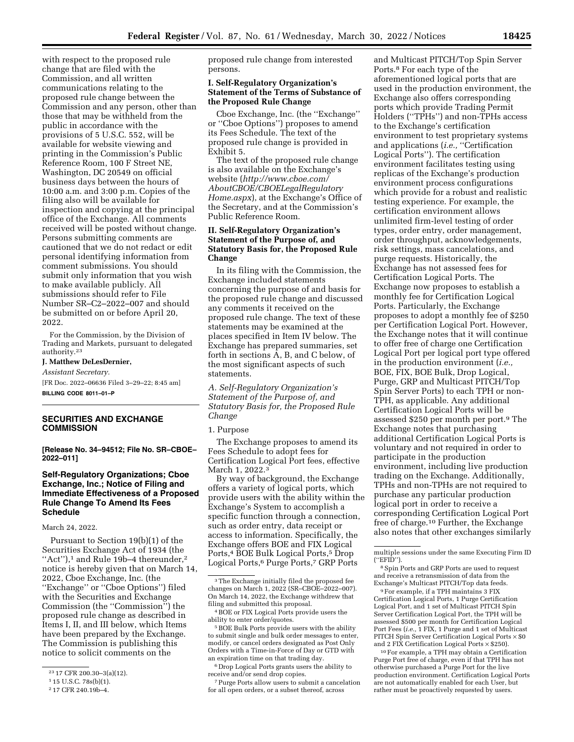with respect to the proposed rule change that are filed with the Commission, and all written communications relating to the proposed rule change between the Commission and any person, other than those that may be withheld from the public in accordance with the provisions of 5 U.S.C. 552, will be available for website viewing and printing in the Commission's Public Reference Room, 100 F Street NE, Washington, DC 20549 on official business days between the hours of 10:00 a.m. and 3:00 p.m. Copies of the filing also will be available for inspection and copying at the principal office of the Exchange. All comments received will be posted without change. Persons submitting comments are cautioned that we do not redact or edit personal identifying information from comment submissions. You should submit only information that you wish to make available publicly. All submissions should refer to File Number SR–C2–2022–007 and should be submitted on or before April 20, 2022.

For the Commission, by the Division of Trading and Markets, pursuant to delegated authority.[23]

**J. Matthew DeLesDernier,**

*Assistant Secretary.*

[FR Doc. 2022–06636 Filed 3–29–22; 8:45 am]

**BILLING CODE 8011–01–P**

---

## SECURITIES AND EXCHANGE COMMISSION

**[Release No. 34–94512; File No. SR–CBOE–2022–011]**

## Self-Regulatory Organizations; Cboe Exchange, Inc.; Notice of Filing and Immediate Effectiveness of a Proposed Rule Change To Amend Its Fees Schedule

March 24, 2022.

Pursuant to Section 19(b)(1) of the Securities Exchange Act of 1934 (the "Act"),[1] and Rule 19b–4 thereunder,[2] notice is hereby given that on March 14, 2022, Cboe Exchange, Inc. (the "Exchange" or "Cboe Options") filed with the Securities and Exchange Commission (the "Commission") the proposed rule change as described in Items I, II, and III below, which Items have been prepared by the Exchange. The Commission is publishing this notice to solicit comments on the proposed rule change from interested persons.

### I. Self-Regulatory Organization's Statement of the Terms of Substance of the Proposed Rule Change

Cboe Exchange, Inc. (the "Exchange" or "Cboe Options") proposes to amend its Fees Schedule. The text of the proposed rule change is provided in Exhibit 5.

The text of the proposed rule change is also available on the Exchange's website (*http://www.cboe.com/AboutCBOE/CBOELegalRegulatoryHome.aspx*), at the Exchange's Office of the Secretary, and at the Commission's Public Reference Room.

### II. Self-Regulatory Organization's Statement of the Purpose of, and Statutory Basis for, the Proposed Rule Change

In its filing with the Commission, the Exchange included statements concerning the purpose of and basis for the proposed rule change and discussed any comments it received on the proposed rule change. The text of these statements may be examined at the places specified in Item IV below. The Exchange has prepared summaries, set forth in sections A, B, and C below, of the most significant aspects of such statements.

*A. Self-Regulatory Organization's Statement of the Purpose of, and Statutory Basis for, the Proposed Rule Change*

1. Purpose

The Exchange proposes to amend its Fees Schedule to adopt fees for Certification Logical Port fees, effective March 1, 2022.[3]

By way of background, the Exchange offers a variety of logical ports, which provide users with the ability within the Exchange's System to accomplish a specific function through a connection, such as order entry, data receipt or access to information. Specifically, the Exchange offers BOE and FIX Logical Ports,[4] BOE Bulk Logical Ports,[5] Drop Logical Ports,[6] Purge Ports,[7] GRP Ports and Multicast PITCH/Top Spin Server Ports.[8] For each type of the aforementioned logical ports that are used in the production environment, the Exchange also offers corresponding ports which provide Trading Permit Holders ("TPHs") and non-TPHs access to the Exchange's certification environment to test proprietary systems and applications (*i.e.,* "Certification Logical Ports"). The certification environment facilitates testing using replicas of the Exchange's production environment process configurations which provide for a robust and realistic testing experience. For example, the certification environment allows unlimited firm-level testing of order types, order entry, order management, order throughput, acknowledgements, risk settings, mass cancelations, and purge requests. Historically, the Exchange has not assessed fees for Certification Logical Ports. The Exchange now proposes to establish a monthly fee for Certification Logical Ports. Particularly, the Exchange proposes to adopt a monthly fee of $250 per Certification Logical Port. However, the Exchange notes that it will continue to offer free of charge one Certification Logical Port per logical port type offered in the production environment (*i.e.,* BOE, FIX, BOE Bulk, Drop Logical, Purge, GRP and Multicast PITCH/Top Spin Server Ports) to each TPH or non-TPH, as applicable. Any additional Certification Logical Ports will be assessed $250 per month per port.[9] The Exchange notes that purchasing additional Certification Logical Ports is voluntary and not required in order to participate in the production environment, including live production trading on the Exchange. Additionally, TPHs and non-TPHs are not required to purchase any particular production logical port in order to receive a corresponding Certification Logical Port free of charge.[10] Further, the Exchange also notes that other exchanges similarly

---

[23] 17 CFR 200.30–3(a)(12).

[1] 15 U.S.C. 78s(b)(1).

[2] 17 CFR 240.19b–4.

[3] The Exchange initially filed the proposed fee changes on March 1, 2022 (SR–CBOE–2022–007). On March 14, 2022, the Exchange withdrew that filing and submitted this proposal.

[4] BOE or FIX Logical Ports provide users the ability to enter order/quotes.

[5] BOE Bulk Ports provide users with the ability to submit single and bulk order messages to enter, modify, or cancel orders designated as Post Only Orders with a Time-in-Force of Day or GTD with an expiration time on that trading day.

[6] Drop Logical Ports grants users the ability to receive and/or send drop copies.

[7] Purge Ports allow users to submit a cancelation for all open orders, or a subset thereof, across multiple sessions under the same Executing Firm ID ("EFID").

[8] Spin Ports and GRP Ports are used to request and receive a retransmission of data from the Exchange's Multicast PITCH/Top data feeds.

[9] For example, if a TPH maintains 3 FIX Certification Logical Ports, 1 Purge Certification Logical Port, and 1 set of Multicast PITCH Spin Server Certification Logical Port, the TPH will be assessed $500 per month for Certification Logical Port Fees (*i.e.,* 1 FIX, 1 Purge and 1 set of Multicast PITCH Spin Server Certification Logical Ports × $0 and 2 FIX Certification Logical Ports × $250).

[10] For example, a TPH may obtain a Certification Purge Port free of charge, even if that TPH has not otherwise purchased a Purge Port for the live production environment. Certification Logical Ports are not automatically enabled for each User, but rather must be proactively requested by users.